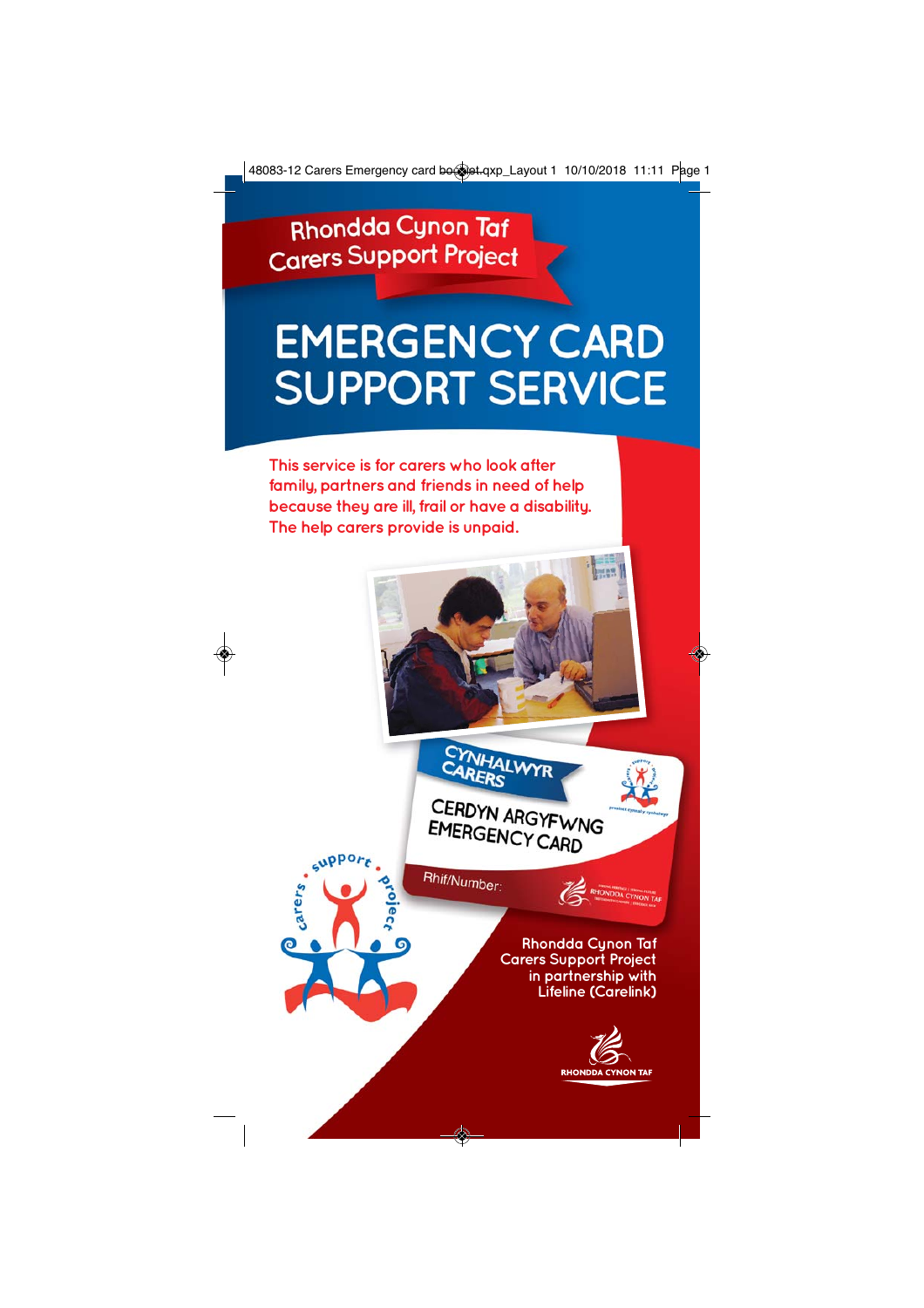Rhondda Cynon Taf
Carers Support Project

# EMERGENCY CARD SUPPORT SERVICE

This service is for carers who look after family, partners and friends in need of help because they are ill, frail or have a disability. The help carers provide is unpaid.

CYNHALWYR CARERS

CERDYN ARGYFWNG
EMERGENCY CARD

Rhif/Number:

Rhondda Cynon Taf
Carers Support Project
in partnership with
Lifeline (Carelink)

RHONDDA CYNON TAF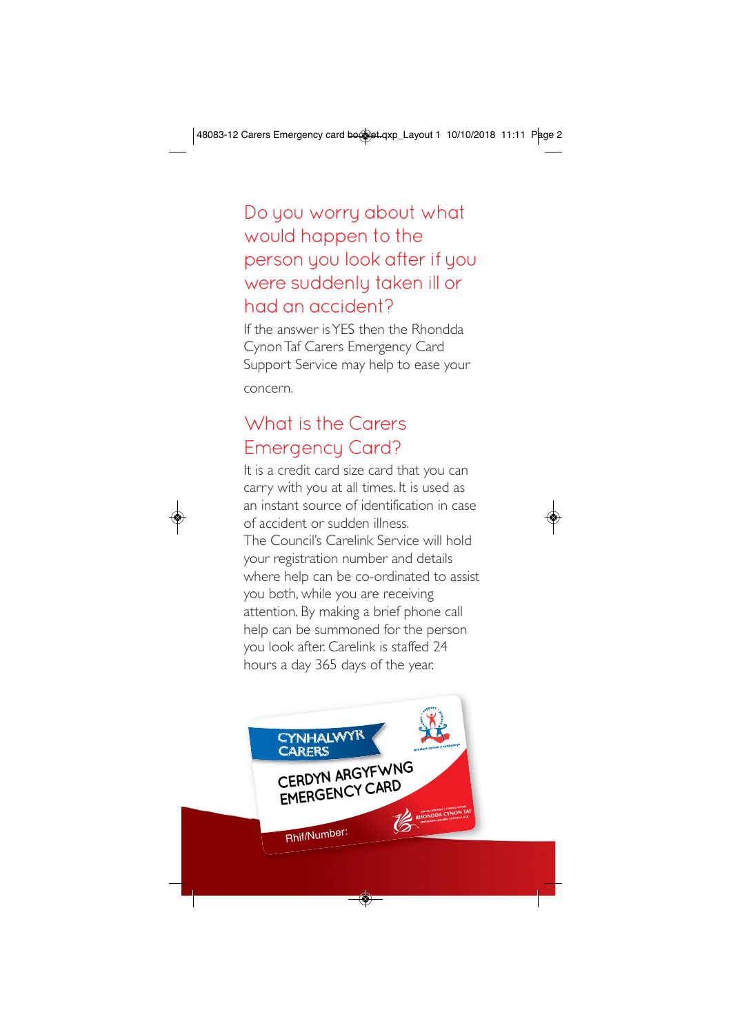## Do you worry about what would happen to the person you look after if you were suddenly taken ill or had an accident?

If the answer is YES then the Rhondda Cynon Taf Carers Emergency Card Support Service may help to ease your concern.

## What is the Carers Emergency Card?

It is a credit card size card that you can carry with you at all times. It is used as an instant source of identification in case of accident or sudden illness.

The Council's Carelink Service will hold your registration number and details where help can be co-ordinated to assist you both, while you are receiving attention. By making a brief phone call help can be summoned for the person you look after. Carelink is staffed 24 hours a day 365 days of the year.

CYNHALWYR CARERS

CERDYN ARGYFWNG EMERGENCY CARD

Rhif/Number: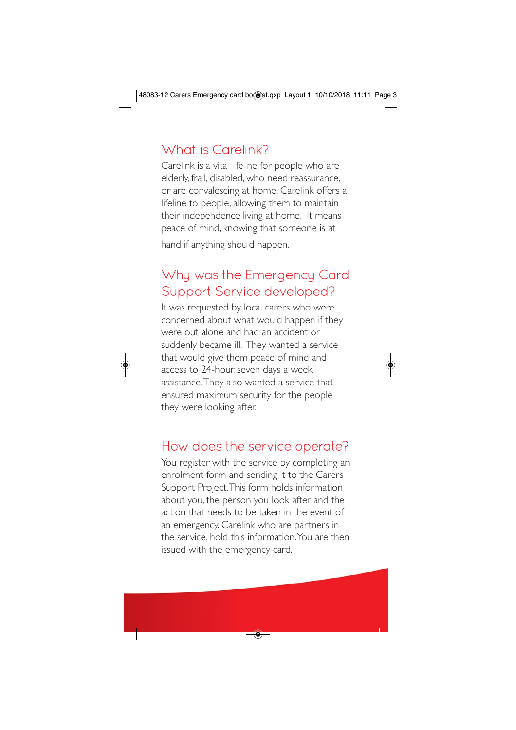## What is Carelink?

Carelink is a vital lifeline for people who are elderly, frail, disabled, who need reassurance, or are convalescing at home. Carelink offers a lifeline to people, allowing them to maintain their independence living at home. It means peace of mind, knowing that someone is at hand if anything should happen.

## Why was the Emergency Card Support Service developed?

It was requested by local carers who were concerned about what would happen if they were out alone and had an accident or suddenly became ill. They wanted a service that would give them peace of mind and access to 24-hour, seven days a week assistance. They also wanted a service that ensured maximum security for the people they were looking after.

## How does the service operate?

You register with the service by completing an enrolment form and sending it to the Carers Support Project. This form holds information about you, the person you look after and the action that needs to be taken in the event of an emergency. Carelink who are partners in the service, hold this information. You are then issued with the emergency card.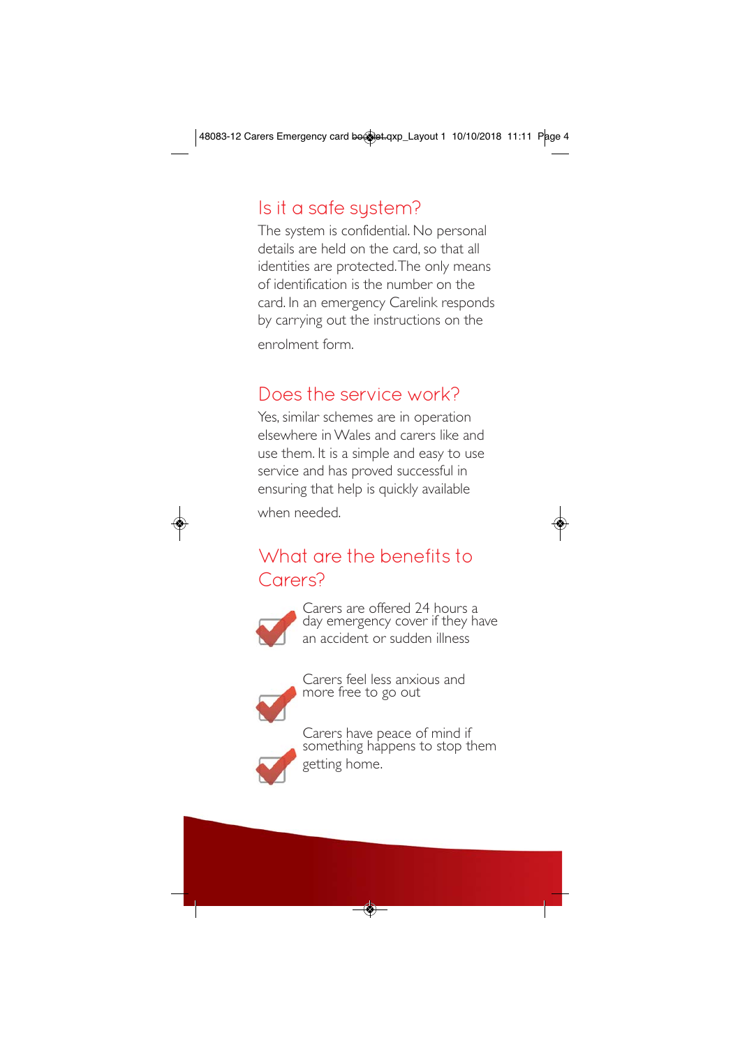## Is it a safe system?

The system is confidential. No personal details are held on the card, so that all identities are protected. The only means of identification is the number on the card. In an emergency Carelink responds by carrying out the instructions on the enrolment form.

## Does the service work?

Yes, similar schemes are in operation elsewhere in Wales and carers like and use them. It is a simple and easy to use service and has proved successful in ensuring that help is quickly available when needed.

## What are the benefits to Carers?

- Carers are offered 24 hours a day emergency cover if they have an accident or sudden illness
- Carers feel less anxious and more free to go out
- Carers have peace of mind if something happens to stop them getting home.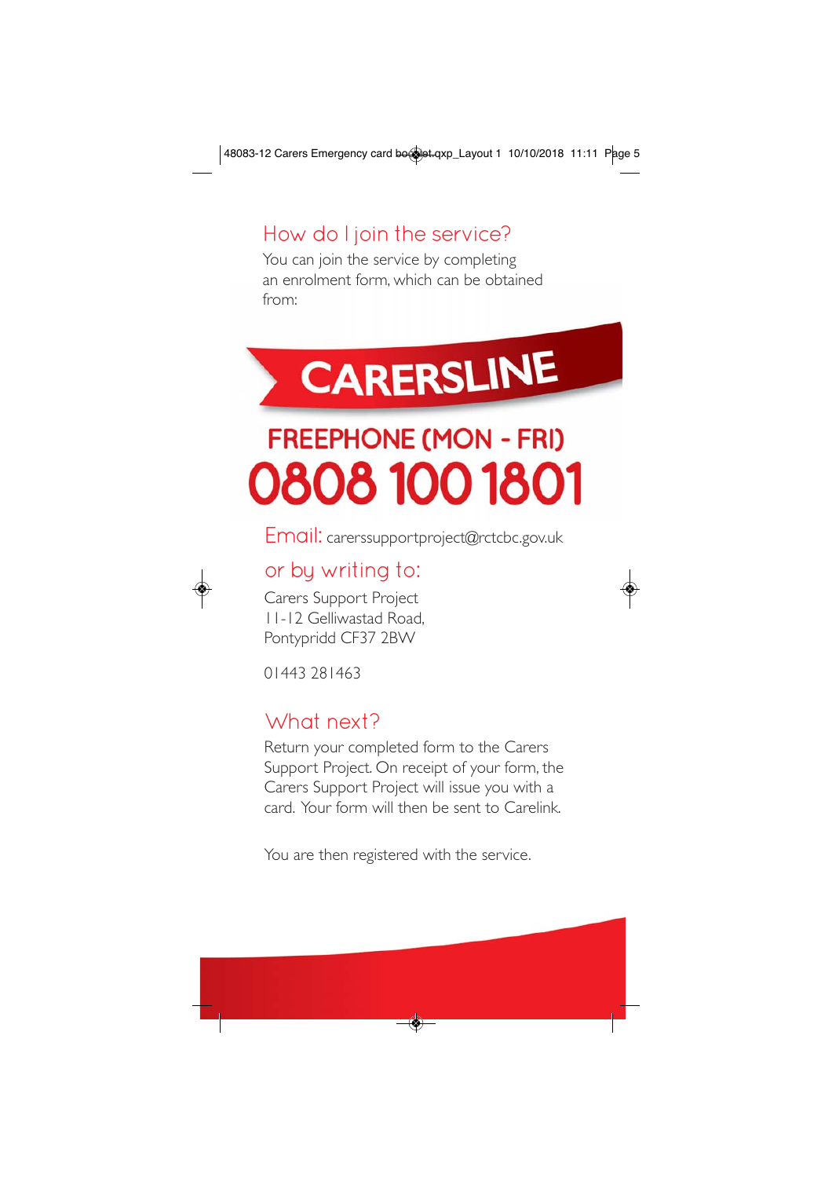## How do I join the service?

You can join the service by completing an enrolment form, which can be obtained from:

**CARERSLINE**

**FREEPHONE (MON - FRI)**

**0808 100 1801**

Email: carerssupportproject@rctcbc.gov.uk

## or by writing to:

Carers Support Project
11-12 Gelliwastad Road,
Pontypridd CF37 2BW

01443 281463

## What next?

Return your completed form to the Carers Support Project. On receipt of your form, the Carers Support Project will issue you with a card. Your form will then be sent to Carelink.

You are then registered with the service.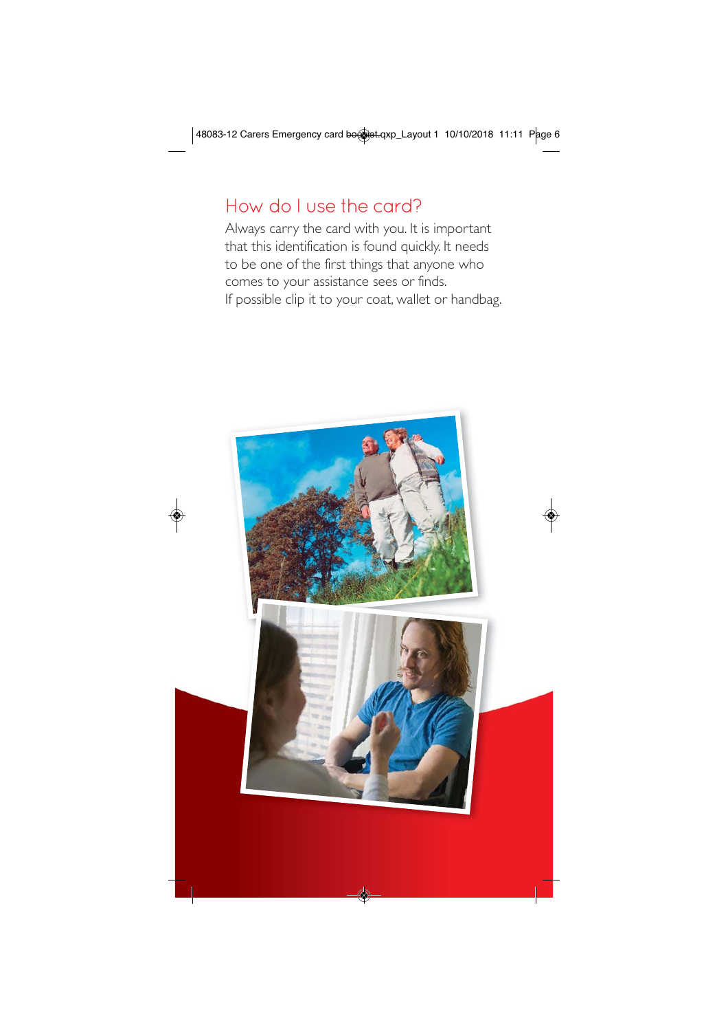## How do I use the card?

Always carry the card with you. It is important that this identification is found quickly. It needs to be one of the first things that anyone who comes to your assistance sees or finds.
If possible clip it to your coat, wallet or handbag.